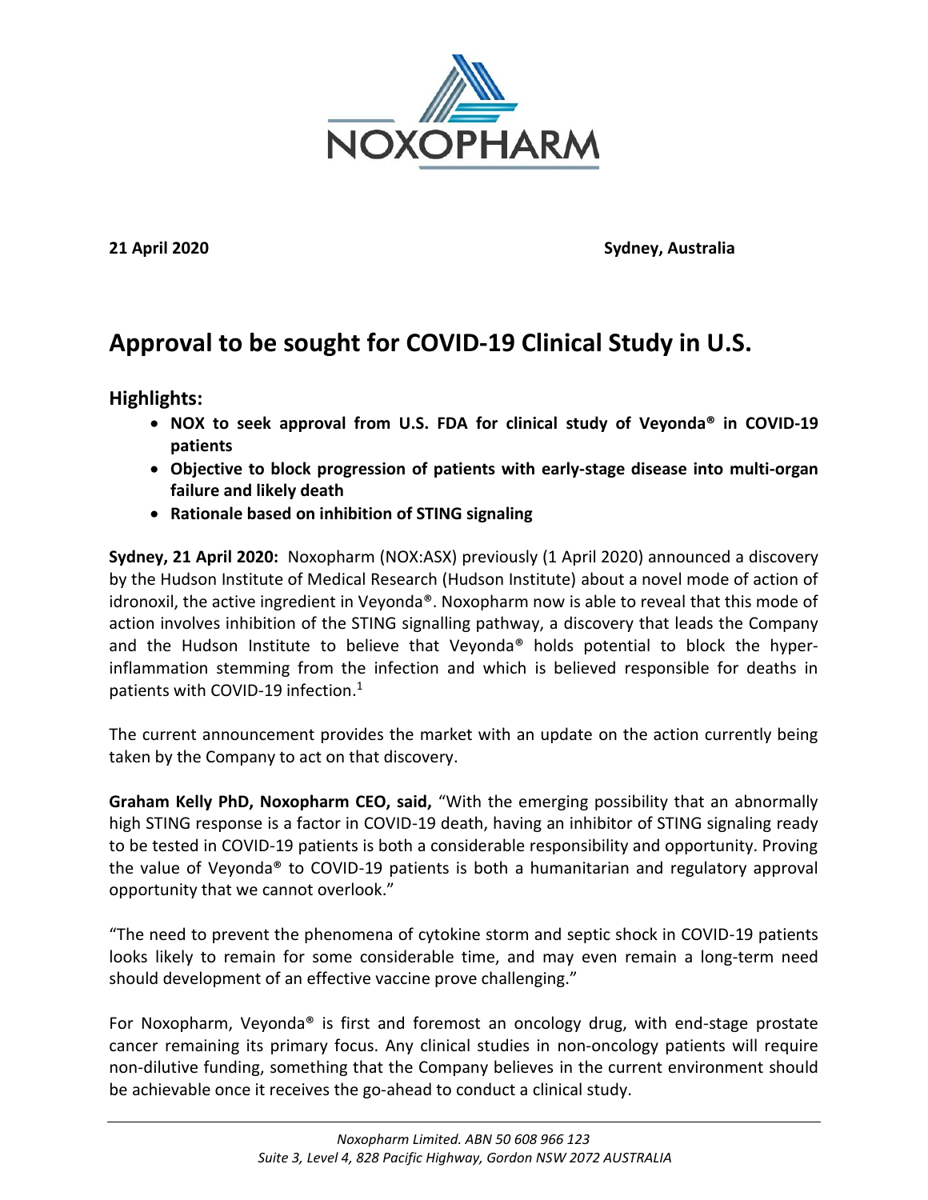**21 April 2020** **Sydney, Australia**

# Approval to be sought for COVID-19 Clinical Study in U.S.

## Highlights:

- **NOX to seek approval from U.S. FDA for clinical study of Veyonda® in COVID-19 patients**
- **Objective to block progression of patients with early-stage disease into multi-organ failure and likely death**
- **Rationale based on inhibition of STING signaling**

**Sydney, 21 April 2020:** Noxopharm (NOX:ASX) previously (1 April 2020) announced a discovery by the Hudson Institute of Medical Research (Hudson Institute) about a novel mode of action of idronoxil, the active ingredient in Veyonda®. Noxopharm now is able to reveal that this mode of action involves inhibition of the STING signalling pathway, a discovery that leads the Company and the Hudson Institute to believe that Veyonda® holds potential to block the hyper-inflammation stemming from the infection and which is believed responsible for deaths in patients with COVID-19 infection.[1]

The current announcement provides the market with an update on the action currently being taken by the Company to act on that discovery.

**Graham Kelly PhD, Noxopharm CEO, said,** "With the emerging possibility that an abnormally high STING response is a factor in COVID-19 death, having an inhibitor of STING signaling ready to be tested in COVID-19 patients is both a considerable responsibility and opportunity. Proving the value of Veyonda® to COVID-19 patients is both a humanitarian and regulatory approval opportunity that we cannot overlook."

"The need to prevent the phenomena of cytokine storm and septic shock in COVID-19 patients looks likely to remain for some considerable time, and may even remain a long-term need should development of an effective vaccine prove challenging."

For Noxopharm, Veyonda® is first and foremost an oncology drug, with end-stage prostate cancer remaining its primary focus. Any clinical studies in non-oncology patients will require non-dilutive funding, something that the Company believes in the current environment should be achievable once it receives the go-ahead to conduct a clinical study.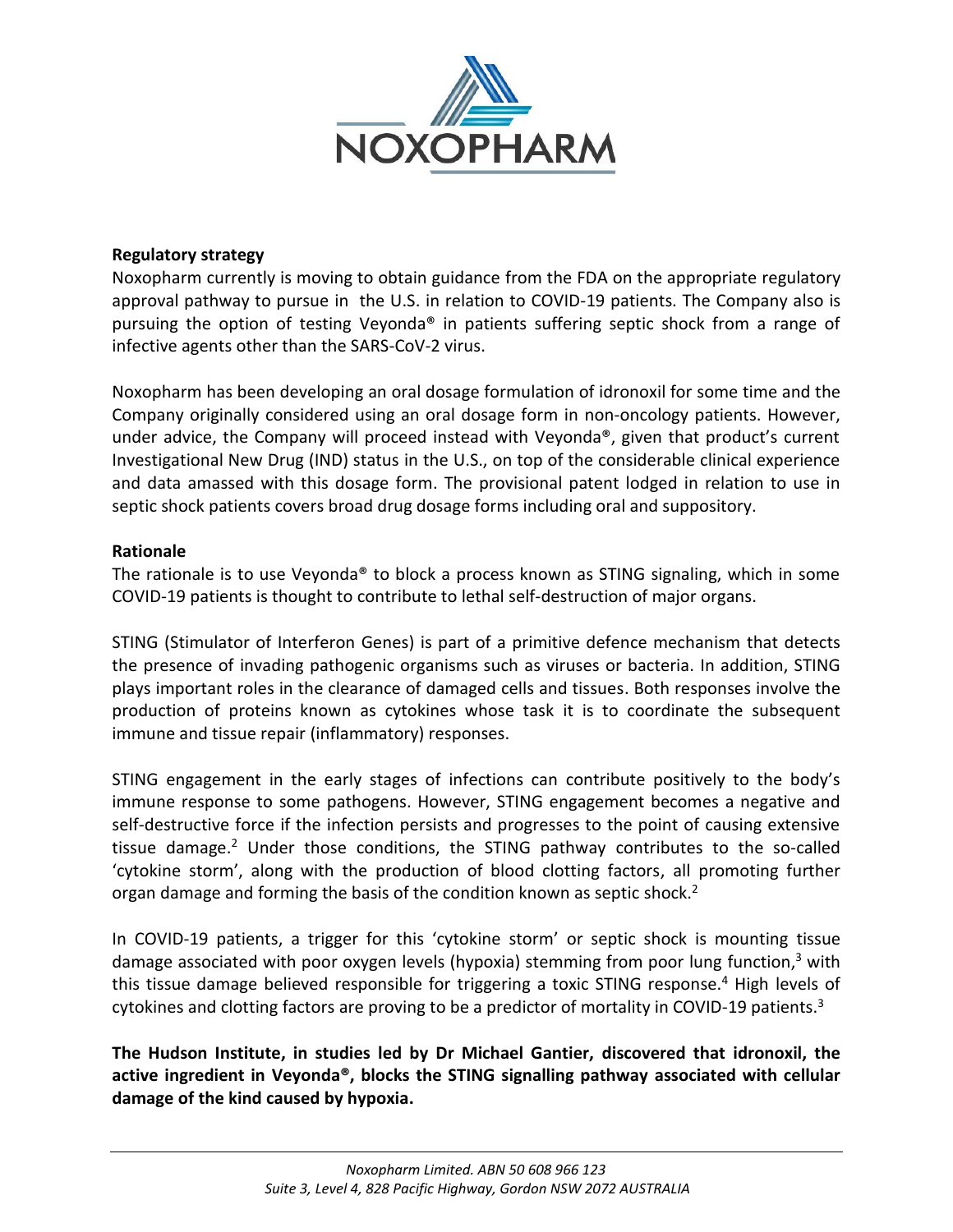**Regulatory strategy**

Noxopharm currently is moving to obtain guidance from the FDA on the appropriate regulatory approval pathway to pursue in the U.S. in relation to COVID-19 patients. The Company also is pursuing the option of testing Veyonda® in patients suffering septic shock from a range of infective agents other than the SARS-CoV-2 virus.

Noxopharm has been developing an oral dosage formulation of idronoxil for some time and the Company originally considered using an oral dosage form in non-oncology patients. However, under advice, the Company will proceed instead with Veyonda®, given that product's current Investigational New Drug (IND) status in the U.S., on top of the considerable clinical experience and data amassed with this dosage form. The provisional patent lodged in relation to use in septic shock patients covers broad drug dosage forms including oral and suppository.

**Rationale**

The rationale is to use Veyonda® to block a process known as STING signaling, which in some COVID-19 patients is thought to contribute to lethal self-destruction of major organs.

STING (Stimulator of Interferon Genes) is part of a primitive defence mechanism that detects the presence of invading pathogenic organisms such as viruses or bacteria. In addition, STING plays important roles in the clearance of damaged cells and tissues. Both responses involve the production of proteins known as cytokines whose task it is to coordinate the subsequent immune and tissue repair (inflammatory) responses.

STING engagement in the early stages of infections can contribute positively to the body's immune response to some pathogens. However, STING engagement becomes a negative and self-destructive force if the infection persists and progresses to the point of causing extensive tissue damage.[2] Under those conditions, the STING pathway contributes to the so-called 'cytokine storm', along with the production of blood clotting factors, all promoting further organ damage and forming the basis of the condition known as septic shock.[2]

In COVID-19 patients, a trigger for this 'cytokine storm' or septic shock is mounting tissue damage associated with poor oxygen levels (hypoxia) stemming from poor lung function,[3] with this tissue damage believed responsible for triggering a toxic STING response.[4] High levels of cytokines and clotting factors are proving to be a predictor of mortality in COVID-19 patients.[3]

**The Hudson Institute, in studies led by Dr Michael Gantier, discovered that idronoxil, the active ingredient in Veyonda®, blocks the STING signalling pathway associated with cellular damage of the kind caused by hypoxia.**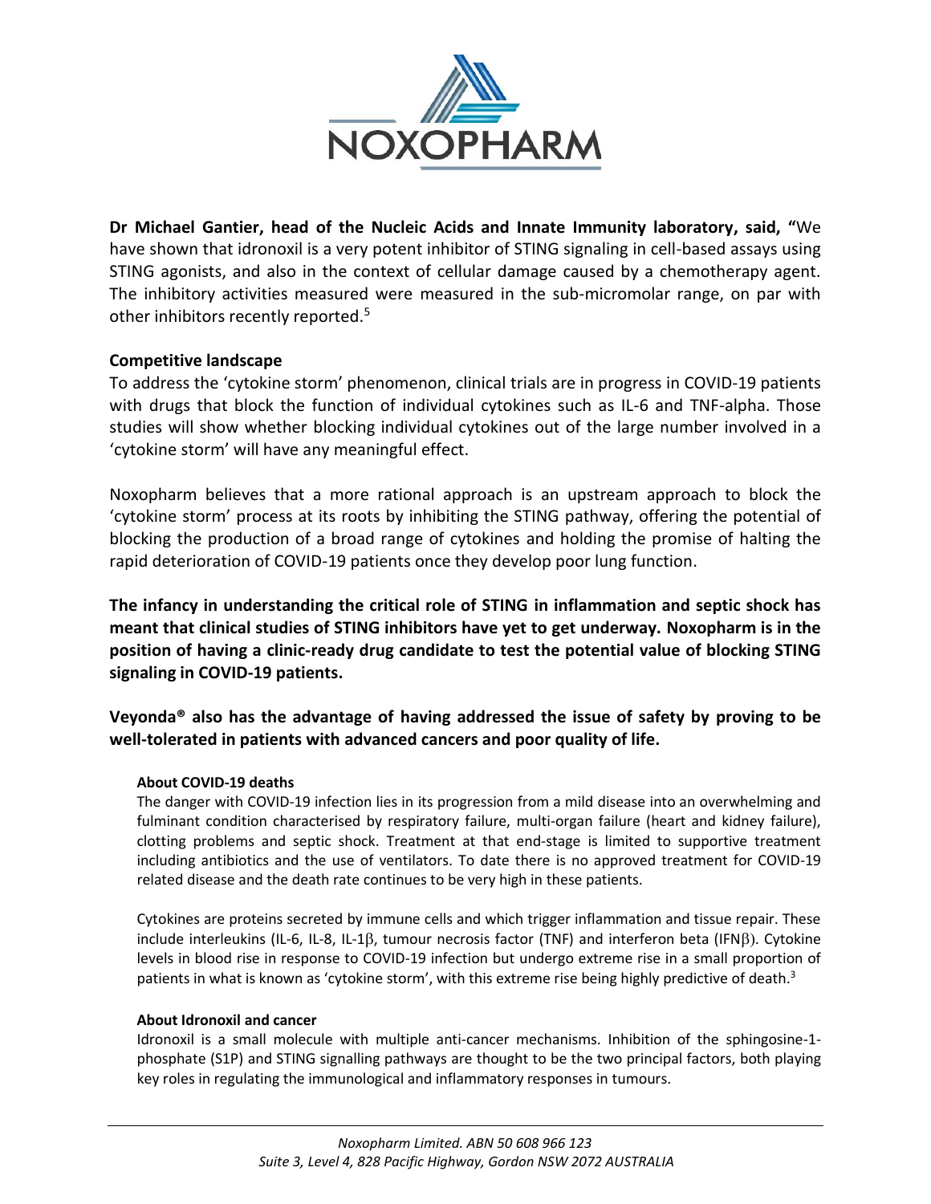**Dr Michael Gantier, head of the Nucleic Acids and Innate Immunity laboratory, said, "**We have shown that idronoxil is a very potent inhibitor of STING signaling in cell-based assays using STING agonists, and also in the context of cellular damage caused by a chemotherapy agent. The inhibitory activities measured were measured in the sub-micromolar range, on par with other inhibitors recently reported.[5]

**Competitive landscape**

To address the 'cytokine storm' phenomenon, clinical trials are in progress in COVID-19 patients with drugs that block the function of individual cytokines such as IL-6 and TNF-alpha. Those studies will show whether blocking individual cytokines out of the large number involved in a 'cytokine storm' will have any meaningful effect.

Noxopharm believes that a more rational approach is an upstream approach to block the 'cytokine storm' process at its roots by inhibiting the STING pathway, offering the potential of blocking the production of a broad range of cytokines and holding the promise of halting the rapid deterioration of COVID-19 patients once they develop poor lung function.

**The infancy in understanding the critical role of STING in inflammation and septic shock has meant that clinical studies of STING inhibitors have yet to get underway. Noxopharm is in the position of having a clinic-ready drug candidate to test the potential value of blocking STING signaling in COVID-19 patients.**

**Veyonda® also has the advantage of having addressed the issue of safety by proving to be well-tolerated in patients with advanced cancers and poor quality of life.**

**About COVID-19 deaths**

The danger with COVID-19 infection lies in its progression from a mild disease into an overwhelming and fulminant condition characterised by respiratory failure, multi-organ failure (heart and kidney failure), clotting problems and septic shock. Treatment at that end-stage is limited to supportive treatment including antibiotics and the use of ventilators. To date there is no approved treatment for COVID-19 related disease and the death rate continues to be very high in these patients.

Cytokines are proteins secreted by immune cells and which trigger inflammation and tissue repair. These include interleukins (IL-6, IL-8, IL-1β, tumour necrosis factor (TNF) and interferon beta (IFNβ). Cytokine levels in blood rise in response to COVID-19 infection but undergo extreme rise in a small proportion of patients in what is known as 'cytokine storm', with this extreme rise being highly predictive of death.[3]

**About Idronoxil and cancer**

Idronoxil is a small molecule with multiple anti-cancer mechanisms. Inhibition of the sphingosine-1-phosphate (S1P) and STING signalling pathways are thought to be the two principal factors, both playing key roles in regulating the immunological and inflammatory responses in tumours.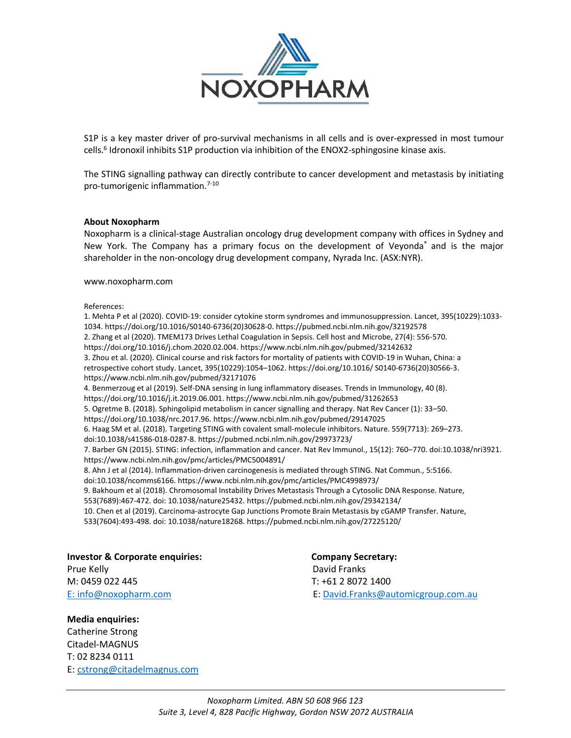S1P is a key master driver of pro-survival mechanisms in all cells and is over-expressed in most tumour cells.[6] Idronoxil inhibits S1P production via inhibition of the ENOX2-sphingosine kinase axis.

The STING signalling pathway can directly contribute to cancer development and metastasis by initiating pro-tumorigenic inflammation.[7-10]

**About Noxopharm**

Noxopharm is a clinical-stage Australian oncology drug development company with offices in Sydney and New York. The Company has a primary focus on the development of Veyonda® and is the major shareholder in the non-oncology drug development company, Nyrada Inc. (ASX:NYR).

www.noxopharm.com

References:

1. Mehta P et al (2020). COVID-19: consider cytokine storm syndromes and immunosuppression. Lancet, 395(10229):1033-1034. https://doi.org/10.1016/S0140-6736(20)30628-0. https://pubmed.ncbi.nlm.nih.gov/32192578
2. Zhang et al (2020). TMEM173 Drives Lethal Coagulation in Sepsis. Cell host and Microbe, 27(4): 556-570. https://doi.org/10.1016/j.chom.2020.02.004. https://www.ncbi.nlm.nih.gov/pubmed/32142632
3. Zhou et al. (2020). Clinical course and risk factors for mortality of patients with COVID-19 in Wuhan, China: a retrospective cohort study. Lancet, 395(10229):1054–1062. https://doi.org/10.1016/ S0140-6736(20)30566-3. https://www.ncbi.nlm.nih.gov/pubmed/32171076
4. Benmerzoug et al (2019). Self-DNA sensing in lung inflammatory diseases. Trends in Immunology, 40 (8). https://doi.org/10.1016/j.it.2019.06.001. https://www.ncbi.nlm.nih.gov/pubmed/31262653
5. Ogretme B. (2018). Sphingolipid metabolism in cancer signalling and therapy. Nat Rev Cancer (1): 33–50. https://doi.org/10.1038/nrc.2017.96. https://www.ncbi.nlm.nih.gov/pubmed/29147025
6. Haag SM et al. (2018). Targeting STING with covalent small-molecule inhibitors. Nature. 559(7713): 269–273. doi:10.1038/s41586-018-0287-8. https://pubmed.ncbi.nlm.nih.gov/29973723/
7. Barber GN (2015). STING: infection, inflammation and cancer. Nat Rev Immunol., 15(12): 760–770. doi:10.1038/nri3921. https://www.ncbi.nlm.nih.gov/pmc/articles/PMC5004891/
8. Ahn J et al (2014). Inflammation-driven carcinogenesis is mediated through STING. Nat Commun., 5:5166. doi:10.1038/ncomms6166. https://www.ncbi.nlm.nih.gov/pmc/articles/PMC4998973/
9. Bakhoum et al (2018). Chromosomal Instability Drives Metastasis Through a Cytosolic DNA Response. Nature, 553(7689):467-472. doi: 10.1038/nature25432. https://pubmed.ncbi.nlm.nih.gov/29342134/
10. Chen et al (2019). Carcinoma-astrocyte Gap Junctions Promote Brain Metastasis by cGAMP Transfer. Nature, 533(7604):493-498. doi: 10.1038/nature18268. https://pubmed.ncbi.nlm.nih.gov/27225120/

**Investor & Corporate enquiries:**
Prue Kelly
M: 0459 022 445
E: info@noxopharm.com

**Company Secretary:**
David Franks
T: +61 2 8072 1400
E: David.Franks@automicgroup.com.au

**Media enquiries:**
Catherine Strong
Citadel-MAGNUS
T: 02 8234 0111
E: cstrong@citadelmagnus.com

*Noxopharm Limited. ABN 50 608 966 123*
*Suite 3, Level 4, 828 Pacific Highway, Gordon NSW 2072 AUSTRALIA*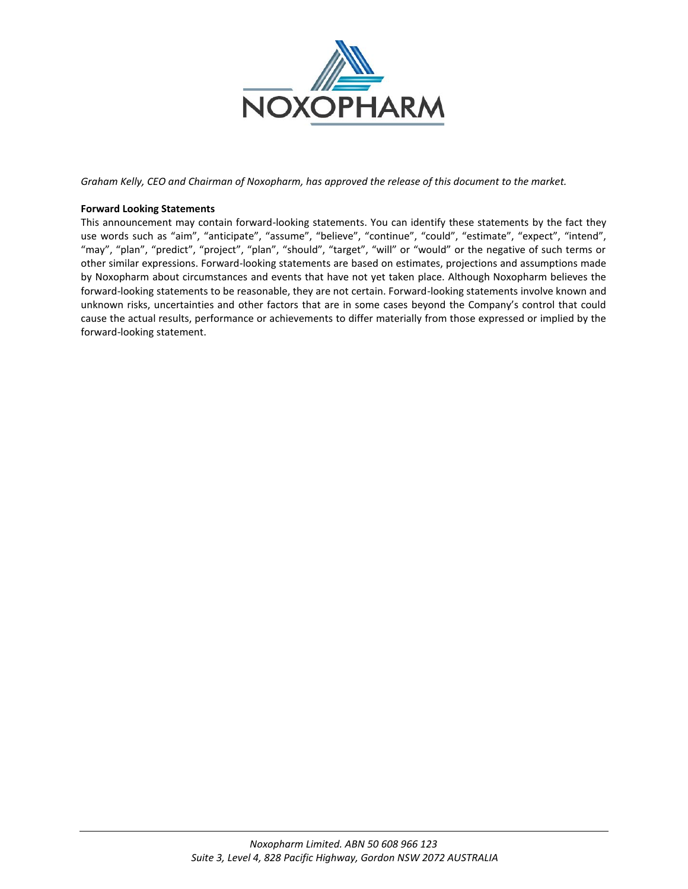*Graham Kelly, CEO and Chairman of Noxopharm, has approved the release of this document to the market.*

**Forward Looking Statements**

This announcement may contain forward-looking statements. You can identify these statements by the fact they use words such as “aim”, “anticipate”, “assume”, “believe”, “continue”, “could”, “estimate”, “expect”, “intend”, “may”, “plan”, “predict”, “project”, “plan”, “should”, “target”, “will” or “would” or the negative of such terms or other similar expressions. Forward-looking statements are based on estimates, projections and assumptions made by Noxopharm about circumstances and events that have not yet taken place. Although Noxopharm believes the forward-looking statements to be reasonable, they are not certain. Forward-looking statements involve known and unknown risks, uncertainties and other factors that are in some cases beyond the Company’s control that could cause the actual results, performance or achievements to differ materially from those expressed or implied by the forward-looking statement.